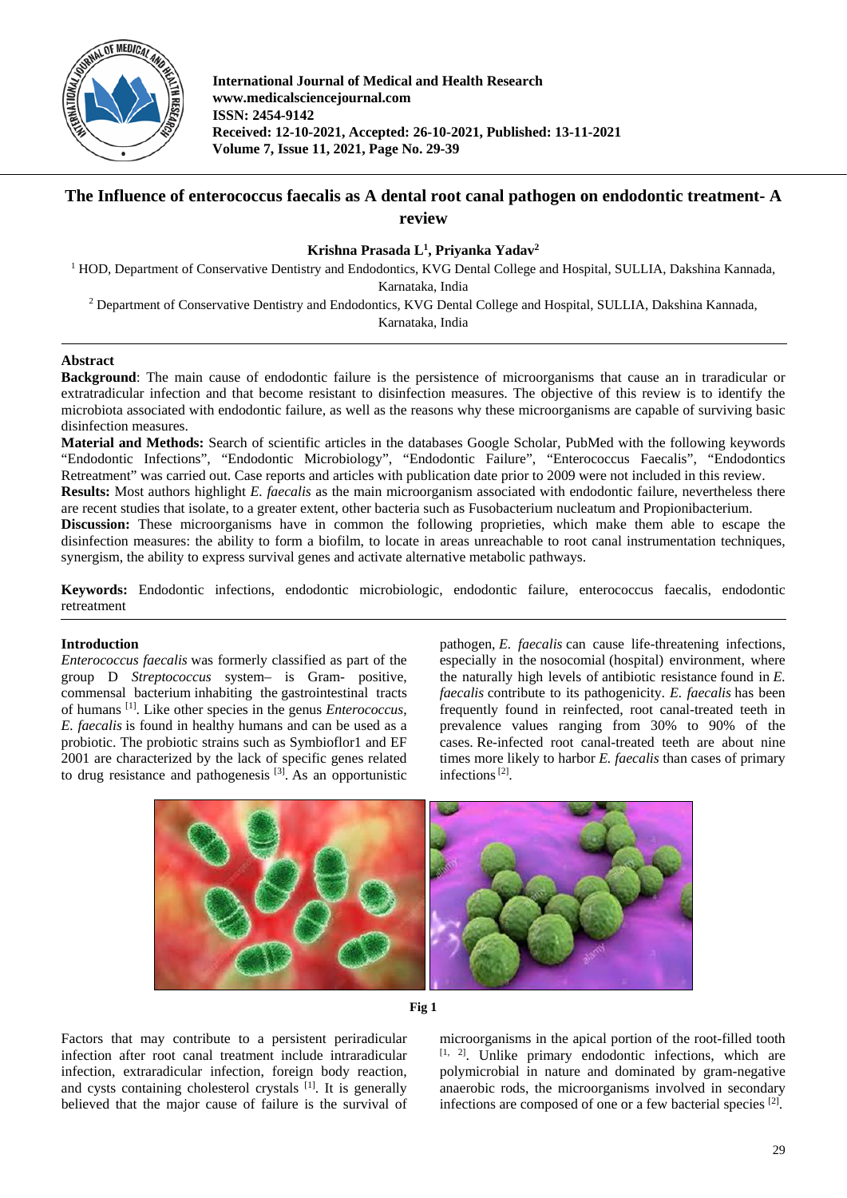International Journal of Medical and Health Research
www.medicalsciencejournal.com
ISSN: 2454-9142
Received: 12-10-2021, Accepted: 26-10-2021, Published: 13-11-2021

# The Influence of enterococcus faecalis as A dental root canal pathogen on endodontic treatment- A review

**Krishna Prasada L[1], Priyanka Yadav[2]**

[1] HOD, Department of Conservative Dentistry and Endodontics, KVG Dental College and Hospital, SULLIA, Dakshina Kannada, Karnataka, India

[2] Department of Conservative Dentistry and Endodontics, KVG Dental College and Hospital, SULLIA, Dakshina Kannada, Karnataka, India

## Abstract

**Background**: The main cause of endodontic failure is the persistence of microorganisms that cause an in traradicular or extratradicular infection and that become resistant to disinfection measures. The objective of this review is to identify the microbiota associated with endodontic failure, as well as the reasons why these microorganisms are capable of surviving basic disinfection measures.

**Material and Methods:** Search of scientific articles in the databases Google Scholar, PubMed with the following keywords "Endodontic Infections", "Endodontic Microbiology", "Endodontic Failure", "Enterococcus Faecalis", "Endodontics Retreatment" was carried out. Case reports and articles with publication date prior to 2009 were not included in this review.

**Results:** Most authors highlight *E. faecalis* as the main microorganism associated with endodontic failure, nevertheless there are recent studies that isolate, to a greater extent, other bacteria such as Fusobacterium nucleatum and Propionibacterium.

**Discussion:** These microorganisms have in common the following proprieties, which make them able to escape the disinfection measures: the ability to form a biofilm, to locate in areas unreachable to root canal instrumentation techniques, synergism, the ability to express survival genes and activate alternative metabolic pathways.

**Keywords:** Endodontic infections, endodontic microbiologic, endodontic failure, enterococcus faecalis, endodontic retreatment

## Introduction

*Enterococcus faecalis* was formerly classified as part of the group D *Streptococcus* system– is Gram- positive, commensal bacterium inhabiting the gastrointestinal tracts of humans [1]. Like other species in the genus *Enterococcus*, *E. faecalis* is found in healthy humans and can be used as a probiotic. The probiotic strains such as Symbioflor1 and EF 2001 are characterized by the lack of specific genes related to drug resistance and pathogenesis [3]. As an opportunistic pathogen, *E. faecalis* can cause life-threatening infections, especially in the nosocomial (hospital) environment, where the naturally high levels of antibiotic resistance found in *E. faecalis* contribute to its pathogenicity. *E. faecalis* has been frequently found in reinfected, root canal-treated teeth in prevalence values ranging from 30% to 90% of the cases. Re-infected root canal-treated teeth are about nine times more likely to harbor *E. faecalis* than cases of primary infections [2].

Fig 1

Factors that may contribute to a persistent periradicular infection after root canal treatment include intraradicular infection, extraradicular infection, foreign body reaction, and cysts containing cholesterol crystals [1]. It is generally believed that the major cause of failure is the survival of microorganisms in the apical portion of the root-filled tooth [1, 2]. Unlike primary endodontic infections, which are polymicrobial in nature and dominated by gram-negative anaerobic rods, the microorganisms involved in secondary infections are composed of one or a few bacterial species [2].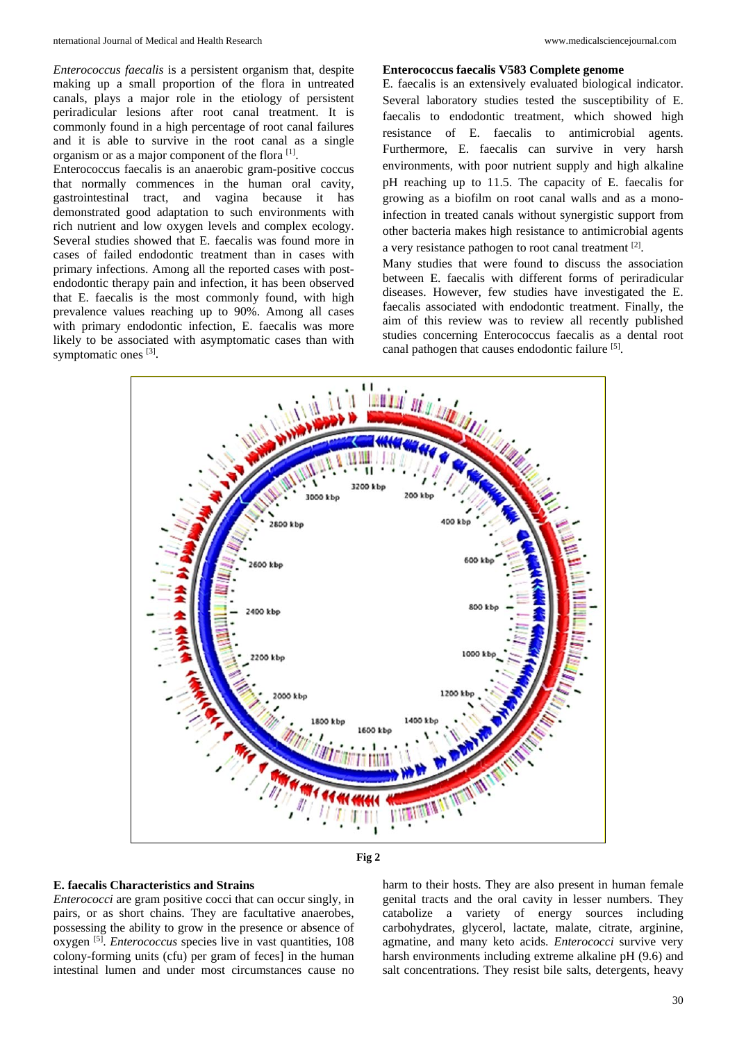*Enterococcus faecalis* is a persistent organism that, despite making up a small proportion of the flora in untreated canals, plays a major role in the etiology of persistent periradicular lesions after root canal treatment. It is commonly found in a high percentage of root canal failures and it is able to survive in the root canal as a single organism or as a major component of the flora [1].

Enterococcus faecalis is an anaerobic gram-positive coccus that normally commences in the human oral cavity, gastrointestinal tract, and vagina because it has demonstrated good adaptation to such environments with rich nutrient and low oxygen levels and complex ecology. Several studies showed that E. faecalis was found more in cases of failed endodontic treatment than in cases with primary infections. Among all the reported cases with post-endodontic therapy pain and infection, it has been observed that E. faecalis is the most commonly found, with high prevalence values reaching up to 90%. Among all cases with primary endodontic infection, E. faecalis was more likely to be associated with asymptomatic cases than with symptomatic ones [3].

**Enterococcus faecalis V583 Complete genome**

E. faecalis is an extensively evaluated biological indicator. Several laboratory studies tested the susceptibility of E. faecalis to endodontic treatment, which showed high resistance of E. faecalis to antimicrobial agents. Furthermore, E. faecalis can survive in very harsh environments, with poor nutrient supply and high alkaline pH reaching up to 11.5. The capacity of E. faecalis for growing as a biofilm on root canal walls and as a mono-infection in treated canals without synergistic support from other bacteria makes high resistance to antimicrobial agents a very resistance pathogen to root canal treatment [2].

Many studies that were found to discuss the association between E. faecalis with different forms of periradicular diseases. However, few studies have investigated the E. faecalis associated with endodontic treatment. Finally, the aim of this review was to review all recently published studies concerning Enterococcus faecalis as a dental root canal pathogen that causes endodontic failure [5].

**Fig 2**

### E. faecalis Characteristics and Strains

*Enterococci* are gram positive cocci that can occur singly, in pairs, or as short chains. They are facultative anaerobes, possessing the ability to grow in the presence or absence of oxygen [5]. *Enterococcus* species live in vast quantities, 108 colony-forming units (cfu) per gram of feces] in the human intestinal lumen and under most circumstances cause no harm to their hosts. They are also present in human female genital tracts and the oral cavity in lesser numbers. They catabolize a variety of energy sources including carbohydrates, glycerol, lactate, malate, citrate, arginine, agmatine, and many keto acids. *Enterococci* survive very harsh environments including extreme alkaline pH (9.6) and salt concentrations. They resist bile salts, detergents, heavy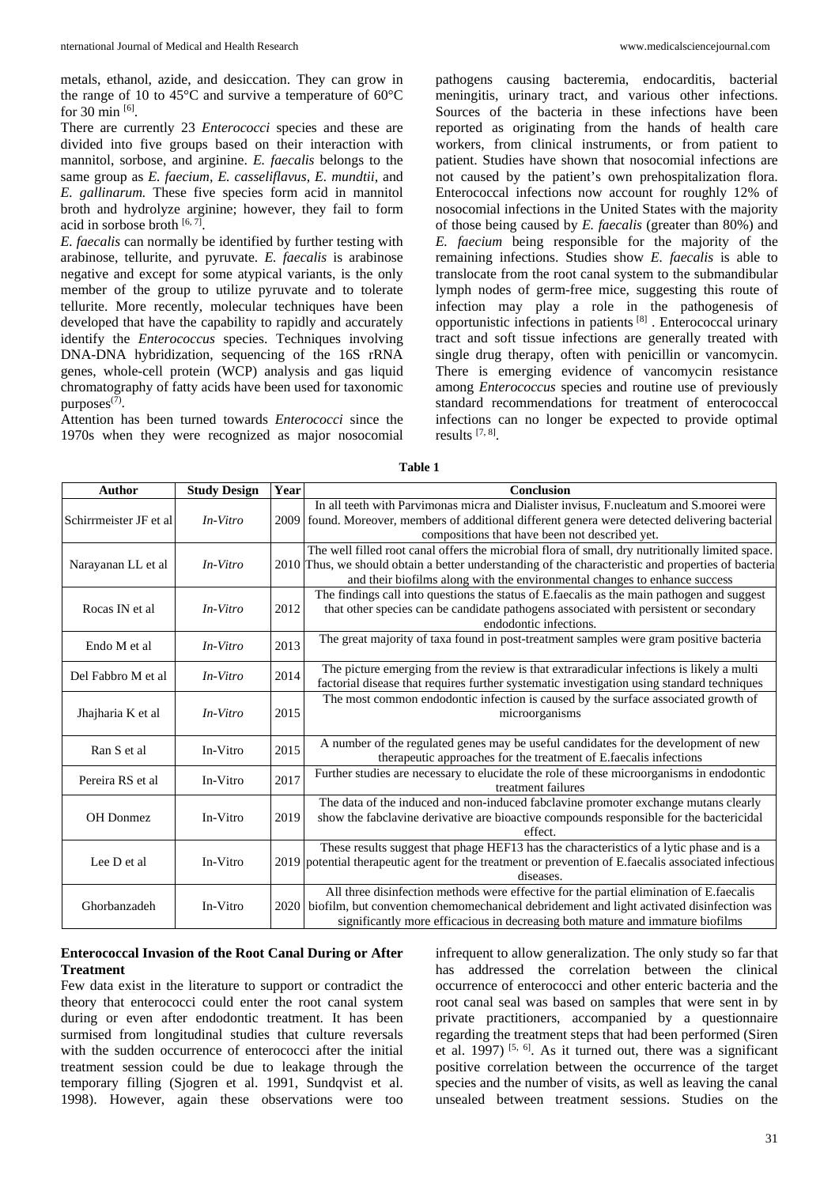metals, ethanol, azide, and desiccation. They can grow in the range of 10 to 45°C and survive a temperature of 60°C for 30 min [6].

There are currently 23 *Enterococci* species and these are divided into five groups based on their interaction with mannitol, sorbose, and arginine. *E. faecalis* belongs to the same group as *E. faecium, E. casseliflavus, E. mundtii,* and *E. gallinarum.* These five species form acid in mannitol broth and hydrolyze arginine; however, they fail to form acid in sorbose broth [6, 7].

*E. faecalis* can normally be identified by further testing with arabinose, tellurite, and pyruvate. *E. faecalis* is arabinose negative and except for some atypical variants, is the only member of the group to utilize pyruvate and to tolerate tellurite. More recently, molecular techniques have been developed that have the capability to rapidly and accurately identify the *Enterococcus* species. Techniques involving DNA-DNA hybridization, sequencing of the 16S rRNA genes, whole-cell protein (WCP) analysis and gas liquid chromatography of fatty acids have been used for taxonomic purposes(7).

Attention has been turned towards *Enterococci* since the 1970s when they were recognized as major nosocomial pathogens causing bacteremia, endocarditis, bacterial meningitis, urinary tract, and various other infections. Sources of the bacteria in these infections have been reported as originating from the hands of health care workers, from clinical instruments, or from patient to patient. Studies have shown that nosocomial infections are not caused by the patient's own prehospitalization flora. Enterococcal infections now account for roughly 12% of nosocomial infections in the United States with the majority of those being caused by *E. faecalis* (greater than 80%) and *E. faecium* being responsible for the majority of the remaining infections. Studies show *E. faecalis* is able to translocate from the root canal system to the submandibular lymph nodes of germ-free mice, suggesting this route of infection may play a role in the pathogenesis of opportunistic infections in patients [8] . Enterococcal urinary tract and soft tissue infections are generally treated with single drug therapy, often with penicillin or vancomycin. There is emerging evidence of vancomycin resistance among *Enterococcus* species and routine use of previously standard recommendations for treatment of enterococcal infections can no longer be expected to provide optimal results [7, 8].

**Table 1**

| Author | Study Design | Year | Conclusion |
|---|---|---|---|
| Schirrmeister JF et al | *In-Vitro* | 2009 | In all teeth with Parvimonas micra and Dialister invisus, F.nucleatum and S.moorei were found. Moreover, members of additional different genera were detected delivering bacterial compositions that have been not described yet. |
| Narayanan LL et al | *In-Vitro* | 2010 | The well filled root canal offers the microbial flora of small, dry nutritionally limited space. Thus, we should obtain a better understanding of the characteristic and properties of bacteria and their biofilms along with the environmental changes to enhance success |
| Rocas IN et al | *In-Vitro* | 2012 | The findings call into questions the status of E.faecalis as the main pathogen and suggest that other species can be candidate pathogens associated with persistent or secondary endodontic infections. |
| Endo M et al | *In-Vitro* | 2013 | The great majority of taxa found in post-treatment samples were gram positive bacteria |
| Del Fabbro M et al | *In-Vitro* | 2014 | The picture emerging from the review is that extraradicular infections is likely a multi factorial disease that requires further systematic investigation using standard techniques |
| Jhajharia K et al | *In-Vitro* | 2015 | The most common endodontic infection is caused by the surface associated growth of microorganisms |
| Ran S et al | In-Vitro | 2015 | A number of the regulated genes may be useful candidates for the development of new therapeutic approaches for the treatment of E.faecalis infections |
| Pereira RS et al | In-Vitro | 2017 | Further studies are necessary to elucidate the role of these microorganisms in endodontic treatment failures |
| OH Donmez | In-Vitro | 2019 | The data of the induced and non-induced fabclavine promoter exchange mutans clearly show the fabclavine derivative are bioactive compounds responsible for the bactericidal effect. |
| Lee D et al | In-Vitro | 2019 | These results suggest that phage HEF13 has the characteristics of a lytic phase and is a potential therapeutic agent for the treatment or prevention of E.faecalis associated infectious diseases. |
| Ghorbanzadeh | In-Vitro | 2020 | All three disinfection methods were effective for the partial elimination of E.faecalis biofilm, but convention chemomechanical debridement and light activated disinfection was significantly more efficacious in decreasing both mature and immature biofilms |

### Enterococcal Invasion of the Root Canal During or After Treatment

Few data exist in the literature to support or contradict the theory that enterococci could enter the root canal system during or even after endodontic treatment. It has been surmised from longitudinal studies that culture reversals with the sudden occurrence of enterococci after the initial treatment session could be due to leakage through the temporary filling (Sjogren et al. 1991, Sundqvist et al. 1998). However, again these observations were too infrequent to allow generalization. The only study so far that has addressed the correlation between the clinical occurrence of enterococci and other enteric bacteria and the root canal seal was based on samples that were sent in by private practitioners, accompanied by a questionnaire regarding the treatment steps that had been performed (Siren et al. 1997) [5, 6]. As it turned out, there was a significant positive correlation between the occurrence of the target species and the number of visits, as well as leaving the canal unsealed between treatment sessions. Studies on the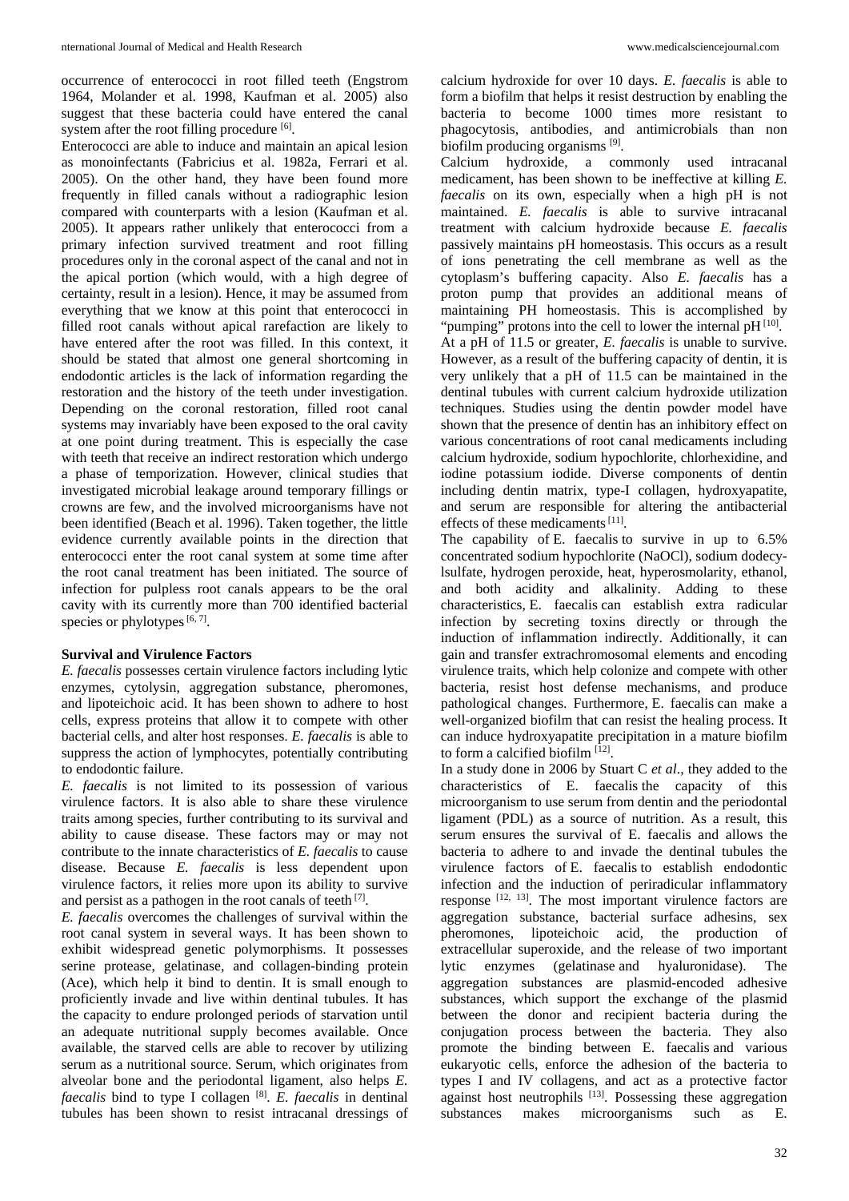occurrence of enterococci in root filled teeth (Engstrom 1964, Molander et al. 1998, Kaufman et al. 2005) also suggest that these bacteria could have entered the canal system after the root filling procedure [6].

Enterococci are able to induce and maintain an apical lesion as monoinfectants (Fabricius et al. 1982a, Ferrari et al. 2005). On the other hand, they have been found more frequently in filled canals without a radiographic lesion compared with counterparts with a lesion (Kaufman et al. 2005). It appears rather unlikely that enterococci from a primary infection survived treatment and root filling procedures only in the coronal aspect of the canal and not in the apical portion (which would, with a high degree of certainty, result in a lesion). Hence, it may be assumed from everything that we know at this point that enterococci in filled root canals without apical rarefaction are likely to have entered after the root was filled. In this context, it should be stated that almost one general shortcoming in endodontic articles is the lack of information regarding the restoration and the history of the teeth under investigation. Depending on the coronal restoration, filled root canal systems may invariably have been exposed to the oral cavity at one point during treatment. This is especially the case with teeth that receive an indirect restoration which undergo a phase of temporization. However, clinical studies that investigated microbial leakage around temporary fillings or crowns are few, and the involved microorganisms have not been identified (Beach et al. 1996). Taken together, the little evidence currently available points in the direction that enterococci enter the root canal system at some time after the root canal treatment has been initiated. The source of infection for pulpless root canals appears to be the oral cavity with its currently more than 700 identified bacterial species or phylotypes [6, 7].

**Survival and Virulence Factors**

*E. faecalis* possesses certain virulence factors including lytic enzymes, cytolysin, aggregation substance, pheromones, and lipoteichoic acid. It has been shown to adhere to host cells, express proteins that allow it to compete with other bacterial cells, and alter host responses. *E. faecalis* is able to suppress the action of lymphocytes, potentially contributing to endodontic failure.

*E. faecalis* is not limited to its possession of various virulence factors. It is also able to share these virulence traits among species, further contributing to its survival and ability to cause disease. These factors may or may not contribute to the innate characteristics of *E. faecalis* to cause disease. Because *E. faecalis* is less dependent upon virulence factors, it relies more upon its ability to survive and persist as a pathogen in the root canals of teeth [7].

*E. faecalis* overcomes the challenges of survival within the root canal system in several ways. It has been shown to exhibit widespread genetic polymorphisms. It possesses serine protease, gelatinase, and collagen-binding protein (Ace), which help it bind to dentin. It is small enough to proficiently invade and live within dentinal tubules. It has the capacity to endure prolonged periods of starvation until an adequate nutritional supply becomes available. Once available, the starved cells are able to recover by utilizing serum as a nutritional source. Serum, which originates from alveolar bone and the periodontal ligament, also helps *E. faecalis* bind to type I collagen [8]. *E. faecalis* in dentinal tubules has been shown to resist intracanal dressings of calcium hydroxide for over 10 days. *E. faecalis* is able to form a biofilm that helps it resist destruction by enabling the bacteria to become 1000 times more resistant to phagocytosis, antibodies, and antimicrobials than non biofilm producing organisms [9].

Calcium hydroxide, a commonly used intracanal medicament, has been shown to be ineffective at killing *E. faecalis* on its own, especially when a high pH is not maintained. *E. faecalis* is able to survive intracanal treatment with calcium hydroxide because *E. faecalis* passively maintains pH homeostasis. This occurs as a result of ions penetrating the cell membrane as well as the cytoplasm's buffering capacity. Also *E. faecalis* has a proton pump that provides an additional means of maintaining PH homeostasis. This is accomplished by "pumping" protons into the cell to lower the internal pH [10].

At a pH of 11.5 or greater, *E. faecalis* is unable to survive. However, as a result of the buffering capacity of dentin, it is very unlikely that a pH of 11.5 can be maintained in the dentinal tubules with current calcium hydroxide utilization techniques. Studies using the dentin powder model have shown that the presence of dentin has an inhibitory effect on various concentrations of root canal medicaments including calcium hydroxide, sodium hypochlorite, chlorhexidine, and iodine potassium iodide. Diverse components of dentin including dentin matrix, type-I collagen, hydroxyapatite, and serum are responsible for altering the antibacterial effects of these medicaments [11].

The capability of E. faecalis to survive in up to 6.5% concentrated sodium hypochlorite (NaOCl), sodium dodecylsulfate, hydrogen peroxide, heat, hyperosmolarity, ethanol, and both acidity and alkalinity. Adding to these characteristics, E. faecalis can establish extra radicular infection by secreting toxins directly or through the induction of inflammation indirectly. Additionally, it can gain and transfer extrachromosomal elements and encoding virulence traits, which help colonize and compete with other bacteria, resist host defense mechanisms, and produce pathological changes. Furthermore, E. faecalis can make a well-organized biofilm that can resist the healing process. It can induce hydroxyapatite precipitation in a mature biofilm to form a calcified biofilm [12].

In a study done in 2006 by Stuart C *et al*., they added to the characteristics of E. faecalis the capacity of this microorganism to use serum from dentin and the periodontal ligament (PDL) as a source of nutrition. As a result, this serum ensures the survival of E. faecalis and allows the bacteria to adhere to and invade the dentinal tubules the virulence factors of E. faecalis to establish endodontic infection and the induction of periradicular inflammatory response [12, 13]. The most important virulence factors are aggregation substance, bacterial surface adhesins, sex pheromones, lipoteichoic acid, the production of extracellular superoxide, and the release of two important lytic enzymes (gelatinase and hyaluronidase). The aggregation substances are plasmid-encoded adhesive substances, which support the exchange of the plasmid between the donor and recipient bacteria during the conjugation process between the bacteria. They also promote the binding between E. faecalis and various eukaryotic cells, enforce the adhesion of the bacteria to types I and IV collagens, and act as a protective factor against host neutrophils [13]. Possessing these aggregation substances makes microorganisms such as E.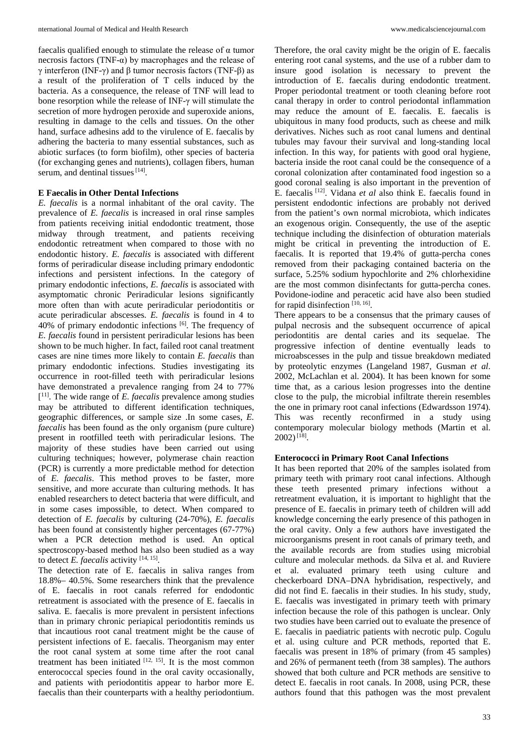faecalis qualified enough to stimulate the release of α tumor necrosis factors (TNF-α) by macrophages and the release of γ interferon (INF-γ) and β tumor necrosis factors (TNF-β) as a result of the proliferation of T cells induced by the bacteria. As a consequence, the release of TNF will lead to bone resorption while the release of INF-γ will stimulate the secretion of more hydrogen peroxide and superoxide anions, resulting in damage to the cells and tissues. On the other hand, surface adhesins add to the virulence of E. faecalis by adhering the bacteria to many essential substances, such as abiotic surfaces (to form biofilm), other species of bacteria (for exchanging genes and nutrients), collagen fibers, human serum, and dentinal tissues [14].

### E Faecalis in Other Dental Infections

*E. faecalis* is a normal inhabitant of the oral cavity. The prevalence of *E. faecalis* is increased in oral rinse samples from patients receiving initial endodontic treatment, those midway through treatment, and patients receiving endodontic retreatment when compared to those with no endodontic history. *E. faecalis* is associated with different forms of periradicular disease including primary endodontic infections and persistent infections. In the category of primary endodontic infections, *E. faecalis* is associated with asymptomatic chronic Periradicular lesions significantly more often than with acute periradicular periodontitis or acute periradicular abscesses. *E. faecalis* is found in 4 to 40% of primary endodontic infections [6]. The frequency of *E. faecalis* found in persistent periradicular lesions has been shown to be much higher. In fact, failed root canal treatment cases are nine times more likely to contain *E. faecalis* than primary endodontic infections. Studies investigating its occurrence in root-filled teeth with periradicular lesions have demonstrated a prevalence ranging from 24 to 77% [11]. The wide range of *E. faecalis* prevalence among studies may be attributed to different identification techniques, geographic differences, or sample size .In some cases, *E. faecalis* has been found as the only organism (pure culture) present in rootfilled teeth with periradicular lesions. The majority of these studies have been carried out using culturing techniques; however, polymerase chain reaction (PCR) is currently a more predictable method for detection of *E. faecalis*. This method proves to be faster, more sensitive, and more accurate than culturing methods. It has enabled researchers to detect bacteria that were difficult, and in some cases impossible, to detect. When compared to detection of *E. faecalis* by culturing (24-70%), *E. faecalis* has been found at consistently higher percentages (67-77%) when a PCR detection method is used. An optical spectroscopy-based method has also been studied as a way to detect *E. faecalis* activity [14, 15].

The detection rate of E. faecalis in saliva ranges from 18.8%– 40.5%. Some researchers think that the prevalence of E. faecalis in root canals referred for endodontic retreatment is associated with the presence of E. faecalis in saliva. E. faecalis is more prevalent in persistent infections than in primary chronic periapical periodontitis reminds us that incautious root canal treatment might be the cause of persistent infections of E. faecalis. Theorganism may enter the root canal system at some time after the root canal treatment has been initiated [12, 15]. It is the most common enterococcal species found in the oral cavity occasionally, and patients with periodontitis appear to harbor more E. faecalis than their counterparts with a healthy periodontium. Therefore, the oral cavity might be the origin of E. faecalis entering root canal systems, and the use of a rubber dam to insure good isolation is necessary to prevent the introduction of E. faecalis during endodontic treatment. Proper periodontal treatment or tooth cleaning before root canal therapy in order to control periodontal inflammation may reduce the amount of E. faecalis. E. faecalis is ubiquitous in many food products, such as cheese and milk derivatives. Niches such as root canal lumens and dentinal tubules may favour their survival and long-standing local infection. In this way, for patients with good oral hygiene, bacteria inside the root canal could be the consequence of a coronal colonization after contaminated food ingestion so a good coronal sealing is also important in the prevention of E. faecalis [12]. Vidana *et al* also think E. faecalis found in persistent endodontic infections are probably not derived from the patient's own normal microbiota, which indicates an exogenous origin. Consequently, the use of the aseptic technique including the disinfection of obturation materials might be critical in preventing the introduction of E. faecalis. It is reported that 19.4% of gutta-percha cones removed from their packaging contained bacteria on the surface, 5.25% sodium hypochlorite and 2% chlorhexidine are the most common disinfectants for gutta-percha cones. Povidone-iodine and peracetic acid have also been studied for rapid disinfection [10, 16].

There appears to be a consensus that the primary causes of pulpal necrosis and the subsequent occurrence of apical periodontitis are dental caries and its sequelae. The progressive infection of dentine eventually leads to microabscesses in the pulp and tissue breakdown mediated by proteolytic enzymes (Langeland 1987, Gusman *et al*. 2002, McLachlan et al. 2004). It has been known for some time that, as a carious lesion progresses into the dentine close to the pulp, the microbial infiltrate therein resembles the one in primary root canal infections (Edwardsson 1974). This was recently reconfirmed in a study using contemporary molecular biology methods (Martin et al. 2002) [18].

### Enterococci in Primary Root Canal Infections

It has been reported that 20% of the samples isolated from primary teeth with primary root canal infections. Although these teeth presented primary infections without a retreatment evaluation, it is important to highlight that the presence of E. faecalis in primary teeth of children will add knowledge concerning the early presence of this pathogen in the oral cavity. Only a few authors have investigated the microorganisms present in root canals of primary teeth, and the available records are from studies using microbial culture and molecular methods. da Silva et al. and Ruviere et al. evaluated primary teeth using culture and checkerboard DNA–DNA hybridisation, respectively, and did not find E. faecalis in their studies. In his study, study, E. faecalis was investigated in primary teeth with primary infection because the role of this pathogen is unclear. Only two studies have been carried out to evaluate the presence of E. faecalis in paediatric patients with necrotic pulp. Cogulu et al. using culture and PCR methods, reported that E. faecalis was present in 18% of primary (from 45 samples) and 26% of permanent teeth (from 38 samples). The authors showed that both culture and PCR methods are sensitive to detect E. faecalis in root canals. In 2008, using PCR, these authors found that this pathogen was the most prevalent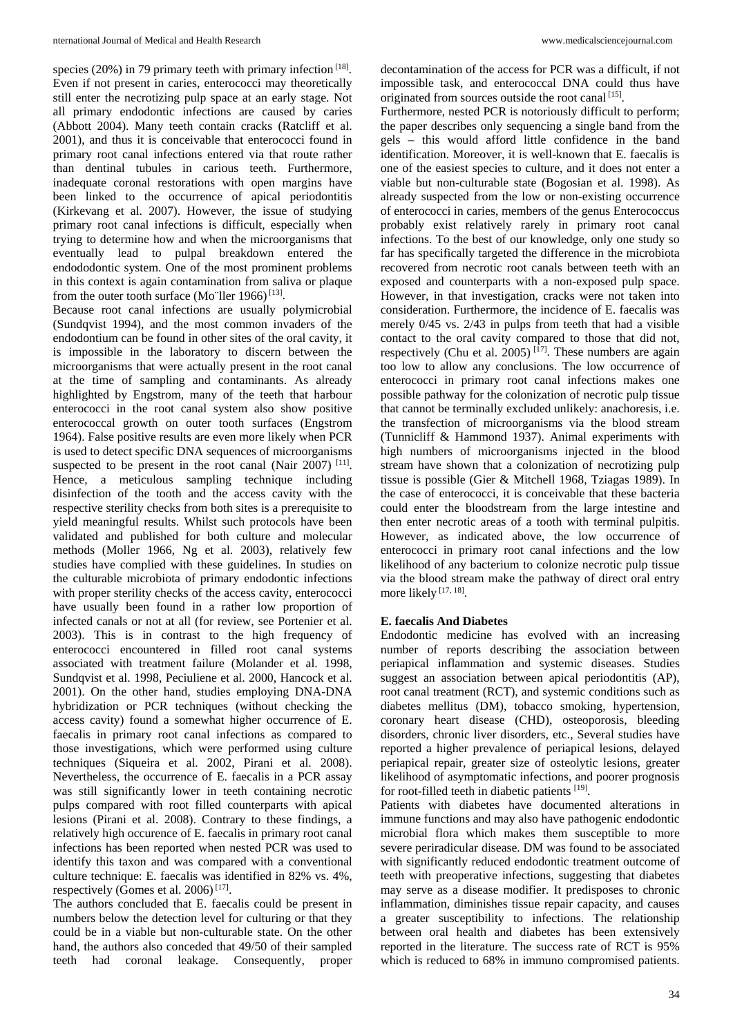species (20%) in 79 primary teeth with primary infection [18]. Even if not present in caries, enterococci may theoretically still enter the necrotizing pulp space at an early stage. Not all primary endodontic infections are caused by caries (Abbott 2004). Many teeth contain cracks (Ratcliff et al. 2001), and thus it is conceivable that enterococci found in primary root canal infections entered via that route rather than dentinal tubules in carious teeth. Furthermore, inadequate coronal restorations with open margins have been linked to the occurrence of apical periodontitis (Kirkevang et al. 2007). However, the issue of studying primary root canal infections is difficult, especially when trying to determine how and when the microorganisms that eventually lead to pulpal breakdown entered the endododontic system. One of the most prominent problems in this context is again contamination from saliva or plaque from the outer tooth surface (Mo¨ller 1966) [13].

Because root canal infections are usually polymicrobial (Sundqvist 1994), and the most common invaders of the endodontium can be found in other sites of the oral cavity, it is impossible in the laboratory to discern between the microorganisms that were actually present in the root canal at the time of sampling and contaminants. As already highlighted by Engstrom, many of the teeth that harbour enterococci in the root canal system also show positive enterococcal growth on outer tooth surfaces (Engstrom 1964). False positive results are even more likely when PCR is used to detect specific DNA sequences of microorganisms suspected to be present in the root canal (Nair 2007) [11]. Hence, a meticulous sampling technique including disinfection of the tooth and the access cavity with the respective sterility checks from both sites is a prerequisite to yield meaningful results. Whilst such protocols have been validated and published for both culture and molecular methods (Moller 1966, Ng et al. 2003), relatively few studies have complied with these guidelines. In studies on the culturable microbiota of primary endodontic infections with proper sterility checks of the access cavity, enterococci have usually been found in a rather low proportion of infected canals or not at all (for review, see Portenier et al. 2003). This is in contrast to the high frequency of enterococci encountered in filled root canal systems associated with treatment failure (Molander et al. 1998, Sundqvist et al. 1998, Peciuliene et al. 2000, Hancock et al. 2001). On the other hand, studies employing DNA-DNA hybridization or PCR techniques (without checking the access cavity) found a somewhat higher occurrence of E. faecalis in primary root canal infections as compared to those investigations, which were performed using culture techniques (Siqueira et al. 2002, Pirani et al. 2008). Nevertheless, the occurrence of E. faecalis in a PCR assay was still significantly lower in teeth containing necrotic pulps compared with root filled counterparts with apical lesions (Pirani et al. 2008). Contrary to these findings, a relatively high occurence of E. faecalis in primary root canal infections has been reported when nested PCR was used to identify this taxon and was compared with a conventional culture technique: E. faecalis was identified in 82% vs. 4%, respectively (Gomes et al. 2006) [17].

The authors concluded that E. faecalis could be present in numbers below the detection level for culturing or that they could be in a viable but non-culturable state. On the other hand, the authors also conceded that 49/50 of their sampled teeth had coronal leakage. Consequently, proper decontamination of the access for PCR was a difficult, if not impossible task, and enterococcal DNA could thus have originated from sources outside the root canal [15].

Furthermore, nested PCR is notoriously difficult to perform; the paper describes only sequencing a single band from the gels – this would afford little confidence in the band identification. Moreover, it is well-known that E. faecalis is one of the easiest species to culture, and it does not enter a viable but non-culturable state (Bogosian et al. 1998). As already suspected from the low or non-existing occurrence of enterococci in caries, members of the genus Enterococcus probably exist relatively rarely in primary root canal infections. To the best of our knowledge, only one study so far has specifically targeted the difference in the microbiota recovered from necrotic root canals between teeth with an exposed and counterparts with a non-exposed pulp space. However, in that investigation, cracks were not taken into consideration. Furthermore, the incidence of E. faecalis was merely 0/45 vs. 2/43 in pulps from teeth that had a visible contact to the oral cavity compared to those that did not, respectively (Chu et al. 2005) [17]. These numbers are again too low to allow any conclusions. The low occurrence of enterococci in primary root canal infections makes one possible pathway for the colonization of necrotic pulp tissue that cannot be terminally excluded unlikely: anachoresis, i.e. the transfection of microorganisms via the blood stream (Tunnicliff & Hammond 1937). Animal experiments with high numbers of microorganisms injected in the blood stream have shown that a colonization of necrotizing pulp tissue is possible (Gier & Mitchell 1968, Tziagas 1989). In the case of enterococci, it is conceivable that these bacteria could enter the bloodstream from the large intestine and then enter necrotic areas of a tooth with terminal pulpitis. However, as indicated above, the low occurrence of enterococci in primary root canal infections and the low likelihood of any bacterium to colonize necrotic pulp tissue via the blood stream make the pathway of direct oral entry more likely [17, 18].

**E. faecalis And Diabetes**

Endodontic medicine has evolved with an increasing number of reports describing the association between periapical inflammation and systemic diseases. Studies suggest an association between apical periodontitis (AP), root canal treatment (RCT), and systemic conditions such as diabetes mellitus (DM), tobacco smoking, hypertension, coronary heart disease (CHD), osteoporosis, bleeding disorders, chronic liver disorders, etc., Several studies have reported a higher prevalence of periapical lesions, delayed periapical repair, greater size of osteolytic lesions, greater likelihood of asymptomatic infections, and poorer prognosis for root-filled teeth in diabetic patients [19].

Patients with diabetes have documented alterations in immune functions and may also have pathogenic endodontic microbial flora which makes them susceptible to more severe periradicular disease. DM was found to be associated with significantly reduced endodontic treatment outcome of teeth with preoperative infections, suggesting that diabetes may serve as a disease modifier. It predisposes to chronic inflammation, diminishes tissue repair capacity, and causes a greater susceptibility to infections. The relationship between oral health and diabetes has been extensively reported in the literature. The success rate of RCT is 95% which is reduced to 68% in immuno compromised patients.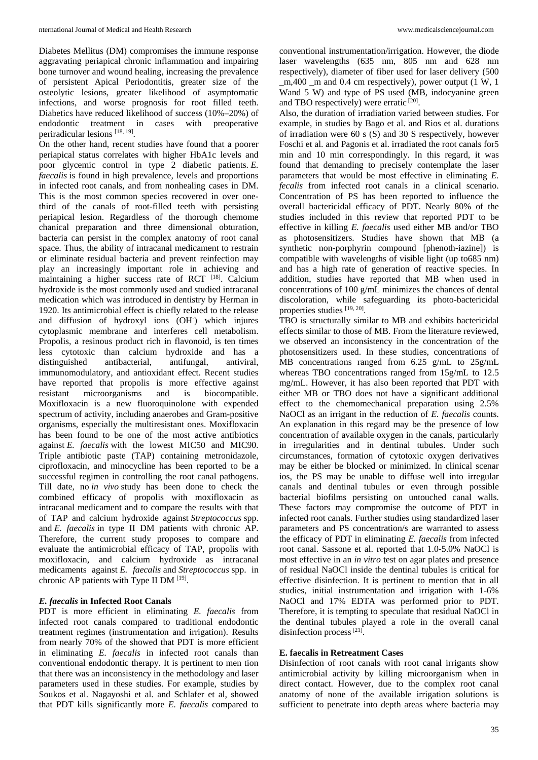Diabetes Mellitus (DM) compromises the immune response aggravating periapical chronic inflammation and impairing bone turnover and wound healing, increasing the prevalence of persistent Apical Periodontitis, greater size of the osteolytic lesions, greater likelihood of asymptomatic infections, and worse prognosis for root filled teeth. Diabetics have reduced likelihood of success (10%–20%) of endodontic treatment in cases with preoperative periradicular lesions [18, 19].

On the other hand, recent studies have found that a poorer periapical status correlates with higher HbA1c levels and poor glycemic control in type 2 diabetic patients. *E. faecalis* is found in high prevalence, levels and proportions in infected root canals, and from nonhealing cases in DM. This is the most common species recovered in over one-third of the canals of root-filled teeth with persisting periapical lesion. Regardless of the thorough chemome chanical preparation and three dimensional obturation, bacteria can persist in the complex anatomy of root canal space. Thus, the ability of intracanal medicament to restrain or eliminate residual bacteria and prevent reinfection may play an increasingly important role in achieving and maintaining a higher success rate of RCT [18]. Calcium hydroxide is the most commonly used and studied intracanal medication which was introduced in dentistry by Herman in 1920. Its antimicrobial effect is chiefly related to the release and diffusion of hydroxyl ions ($OH^-$) which injures cytoplasmic membrane and interferes cell metabolism. Propolis, a resinous product rich in flavonoid, is ten times less cytotoxic than calcium hydroxide and has a distinguished antibacterial, antifungal, antiviral, immunomodulatory, and antioxidant effect. Recent studies have reported that propolis is more effective against resistant microorganisms and is biocompatible. Moxifloxacin is a new fluoroquinolone with expended spectrum of activity, including anaerobes and Gram-positive organisms, especially the multiresistant ones. Moxifloxacin has been found to be one of the most active antibiotics against *E. faecalis* with the lowest MIC50 and MIC90. Triple antibiotic paste (TAP) containing metronidazole, ciprofloxacin, and minocycline has been reported to be a successful regimen in controlling the root canal pathogens. Till date, no *in vivo* study has been done to check the combined efficacy of propolis with moxifloxacin as intracanal medicament and to compare the results with that of TAP and calcium hydroxide against *Streptococcus* spp. and *E. faecalis* in type II DM patients with chronic AP. Therefore, the current study proposes to compare and evaluate the antimicrobial efficacy of TAP, propolis with moxifloxacin, and calcium hydroxide as intracanal medicaments against *E. faecalis* and *Streptococcus* spp. in chronic AP patients with Type II DM [19].

### *E. faecalis* in Infected Root Canals

PDT is more efficient in eliminating *E. faecalis* from infected root canals compared to traditional endodontic treatment regimes (instrumentation and irrigation). Results from nearly 70% of the showed that PDT is more efficient in eliminating *E. faecalis* in infected root canals than conventional endodontic therapy. It is pertinent to men tion that there was an inconsistency in the methodology and laser parameters used in these studies. For example, studies by Soukos et al. Nagayoshi et al. and Schlafer et al, showed that PDT kills significantly more *E. faecalis* compared to conventional instrumentation/irrigation. However, the diode laser wavelengths (635 nm, 805 nm and 628 nm respectively), diameter of fiber used for laser delivery (500 _m,400 _m and 0.4 cm respectively), power output (1 W, 1 Wand 5 W) and type of PS used (MB, indocyanine green and TBO respectively) were erratic [20].

Also, the duration of irradiation varied between studies. For example, in studies by Bago et al. and Rios et al. durations of irradiation were 60 s (S) and 30 S respectively, however Foschi et al. and Pagonis et al. irradiated the root canals for5 min and 10 min correspondingly. In this regard, it was found that demanding to precisely contemplate the laser parameters that would be most effective in eliminating *E. fecalis* from infected root canals in a clinical scenario. Concentration of PS has been reported to influence the overall bactericidal efficacy of PDT. Nearly 80% of the studies included in this review that reported PDT to be effective in killing *E. faecalis* used either MB and/or TBO as photosensitizers. Studies have shown that MB (a synthetic non-porphyrin compound [phenoth-iazine]) is compatible with wavelengths of visible light (up to685 nm) and has a high rate of generation of reactive species. In addition, studies have reported that MB when used in concentrations of 100 g/mL minimizes the chances of dental discoloration, while safeguarding its photo-bactericidal properties studies [19, 20].

TBO is structurally similar to MB and exhibits bactericidal effects similar to those of MB. From the literature reviewed, we observed an inconsistency in the concentration of the photosensitizers used. In these studies, concentrations of MB concentrations ranged from 6.25 g/mL to 25g/mL whereas TBO concentrations ranged from 15g/mL to 12.5 mg/mL. However, it has also been reported that PDT with either MB or TBO does not have a significant additional effect to the chemomechanical preparation using 2.5% NaOCl as an irrigant in the reduction of *E. faecalis* counts. An explanation in this regard may be the presence of low concentration of available oxygen in the canals, particularly in irregularities and in dentinal tubules. Under such circumstances, formation of cytotoxic oxygen derivatives may be either be blocked or minimized. In clinical scenar ios, the PS may be unable to diffuse well into irregular canals and dentinal tubules or even through possible bacterial biofilms persisting on untouched canal walls. These factors may compromise the outcome of PDT in infected root canals. Further studies using standardized laser parameters and PS concentration/s are warranted to assess the efficacy of PDT in eliminating *E. faecalis* from infected root canal. Sassone et al. reported that 1.0-5.0% NaOCl is most effective in an *in vitro* test on agar plates and presence of residual NaOCl inside the dentinal tubules is critical for effective disinfection. It is pertinent to mention that in all studies, initial instrumentation and irrigation with 1-6% NaOCl and 17% EDTA was performed prior to PDT. Therefore, it is tempting to speculate that residual NaOCl in the dentinal tubules played a role in the overall canal disinfection process [21].

### E. faecalis in Retreatment Cases

Disinfection of root canals with root canal irrigants show antimicrobial activity by killing microorganism when in direct contact. However, due to the complex root canal anatomy of none of the available irrigation solutions is sufficient to penetrate into depth areas where bacteria may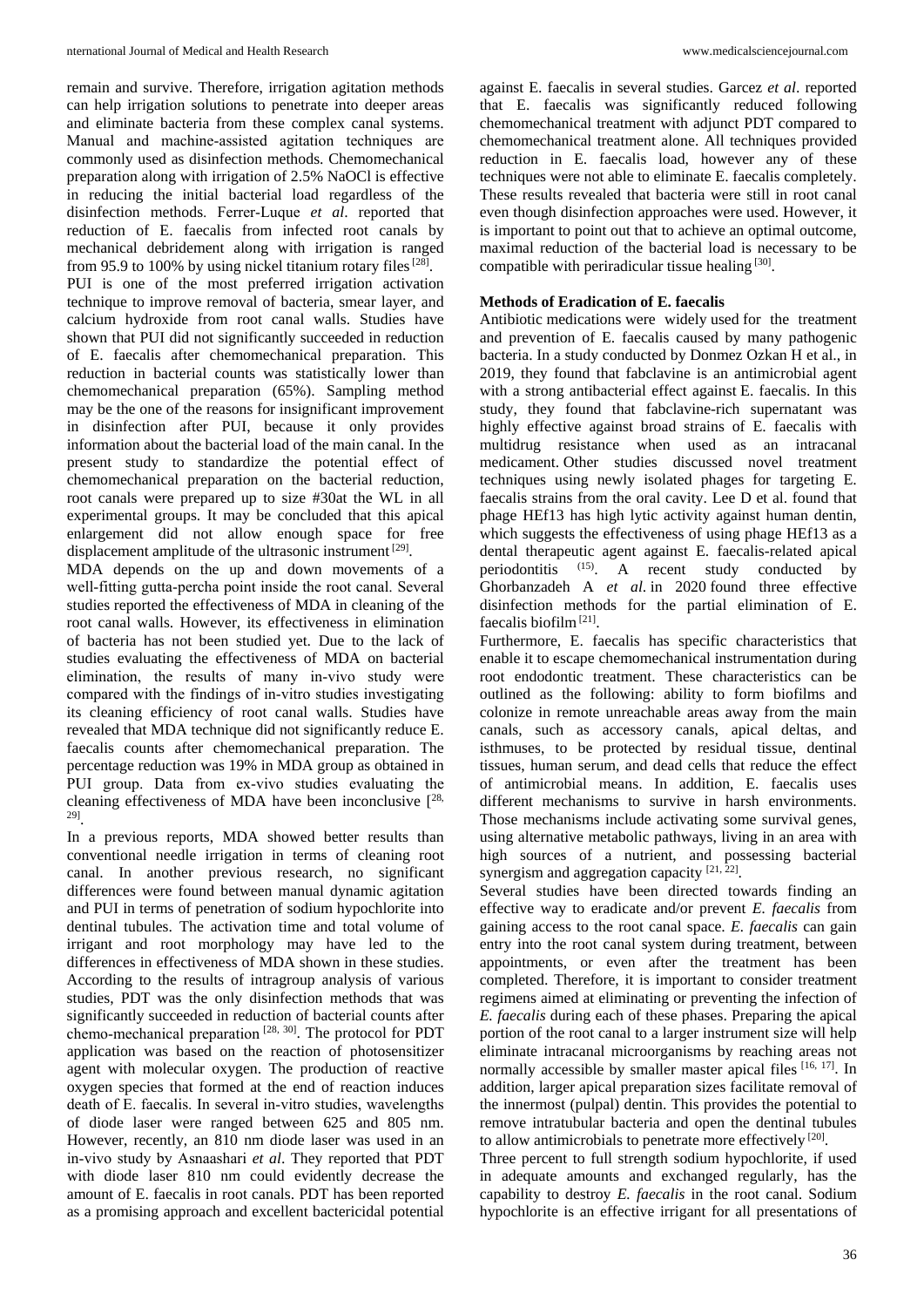remain and survive. Therefore, irrigation agitation methods can help irrigation solutions to penetrate into deeper areas and eliminate bacteria from these complex canal systems. Manual and machine-assisted agitation techniques are commonly used as disinfection methods. Chemomechanical preparation along with irrigation of 2.5% NaOCl is effective in reducing the initial bacterial load regardless of the disinfection methods. Ferrer-Luque *et al*. reported that reduction of E. faecalis from infected root canals by mechanical debridement along with irrigation is ranged from 95.9 to 100% by using nickel titanium rotary files [28].

PUI is one of the most preferred irrigation activation technique to improve removal of bacteria, smear layer, and calcium hydroxide from root canal walls. Studies have shown that PUI did not significantly succeeded in reduction of E. faecalis after chemomechanical preparation. This reduction in bacterial counts was statistically lower than chemomechanical preparation (65%). Sampling method may be the one of the reasons for insignificant improvement in disinfection after PUI, because it only provides information about the bacterial load of the main canal. In the present study to standardize the potential effect of chemomechanical preparation on the bacterial reduction, root canals were prepared up to size #30at the WL in all experimental groups. It may be concluded that this apical enlargement did not allow enough space for free displacement amplitude of the ultrasonic instrument [29].

MDA depends on the up and down movements of a well-fitting gutta-percha point inside the root canal. Several studies reported the effectiveness of MDA in cleaning of the root canal walls. However, its effectiveness in elimination of bacteria has not been studied yet. Due to the lack of studies evaluating the effectiveness of MDA on bacterial elimination, the results of many in-vivo study were compared with the findings of in-vitro studies investigating its cleaning efficiency of root canal walls. Studies have revealed that MDA technique did not significantly reduce E. faecalis counts after chemomechanical preparation. The percentage reduction was 19% in MDA group as obtained in PUI group. Data from ex-vivo studies evaluating the cleaning effectiveness of MDA have been inconclusive [28, 29].

In a previous reports, MDA showed better results than conventional needle irrigation in terms of cleaning root canal. In another previous research, no significant differences were found between manual dynamic agitation and PUI in terms of penetration of sodium hypochlorite into dentinal tubules. The activation time and total volume of irrigant and root morphology may have led to the differences in effectiveness of MDA shown in these studies. According to the results of intragroup analysis of various studies, PDT was the only disinfection methods that was significantly succeeded in reduction of bacterial counts after chemo-mechanical preparation [28, 30]. The protocol for PDT application was based on the reaction of photosensitizer agent with molecular oxygen. The production of reactive oxygen species that formed at the end of reaction induces death of E. faecalis. In several in-vitro studies, wavelengths of diode laser were ranged between 625 and 805 nm. However, recently, an 810 nm diode laser was used in an in-vivo study by Asnaashari *et al*. They reported that PDT with diode laser 810 nm could evidently decrease the amount of E. faecalis in root canals. PDT has been reported as a promising approach and excellent bactericidal potential against E. faecalis in several studies. Garcez *et al*. reported that E. faecalis was significantly reduced following chemomechanical treatment with adjunct PDT compared to chemomechanical treatment alone. All techniques provided reduction in E. faecalis load, however any of these techniques were not able to eliminate E. faecalis completely. These results revealed that bacteria were still in root canal even though disinfection approaches were used. However, it is important to point out that to achieve an optimal outcome, maximal reduction of the bacterial load is necessary to be compatible with periradicular tissue healing [30].

**Methods of Eradication of E. faecalis**

Antibiotic medications were widely used for the treatment and prevention of E. faecalis caused by many pathogenic bacteria. In a study conducted by Donmez Ozkan H et al., in 2019, they found that fabclavine is an antimicrobial agent with a strong antibacterial effect against E. faecalis. In this study, they found that fabclavine-rich supernatant was highly effective against broad strains of E. faecalis with multidrug resistance when used as an intracanal medicament. Other studies discussed novel treatment techniques using newly isolated phages for targeting E. faecalis strains from the oral cavity. Lee D et al. found that phage HEf13 has high lytic activity against human dentin, which suggests the effectiveness of using phage HEf13 as a dental therapeutic agent against E. faecalis-related apical periodontitis (15). A recent study conducted by Ghorbanzadeh A *et al*. in 2020 found three effective disinfection methods for the partial elimination of E. faecalis biofilm [21].

Furthermore, E. faecalis has specific characteristics that enable it to escape chemomechanical instrumentation during root endodontic treatment. These characteristics can be outlined as the following: ability to form biofilms and colonize in remote unreachable areas away from the main canals, such as accessory canals, apical deltas, and isthmuses, to be protected by residual tissue, dentinal tissues, human serum, and dead cells that reduce the effect of antimicrobial means. In addition, E. faecalis uses different mechanisms to survive in harsh environments. Those mechanisms include activating some survival genes, using alternative metabolic pathways, living in an area with high sources of a nutrient, and possessing bacterial synergism and aggregation capacity [21, 22].

Several studies have been directed towards finding an effective way to eradicate and/or prevent *E. faecalis* from gaining access to the root canal space. *E. faecalis* can gain entry into the root canal system during treatment, between appointments, or even after the treatment has been completed. Therefore, it is important to consider treatment regimens aimed at eliminating or preventing the infection of *E. faecalis* during each of these phases. Preparing the apical portion of the root canal to a larger instrument size will help eliminate intracanal microorganisms by reaching areas not normally accessible by smaller master apical files [16, 17]. In addition, larger apical preparation sizes facilitate removal of the innermost (pulpal) dentin. This provides the potential to remove intratubular bacteria and open the dentinal tubules to allow antimicrobials to penetrate more effectively [20].

Three percent to full strength sodium hypochlorite, if used in adequate amounts and exchanged regularly, has the capability to destroy *E. faecalis* in the root canal. Sodium hypochlorite is an effective irrigant for all presentations of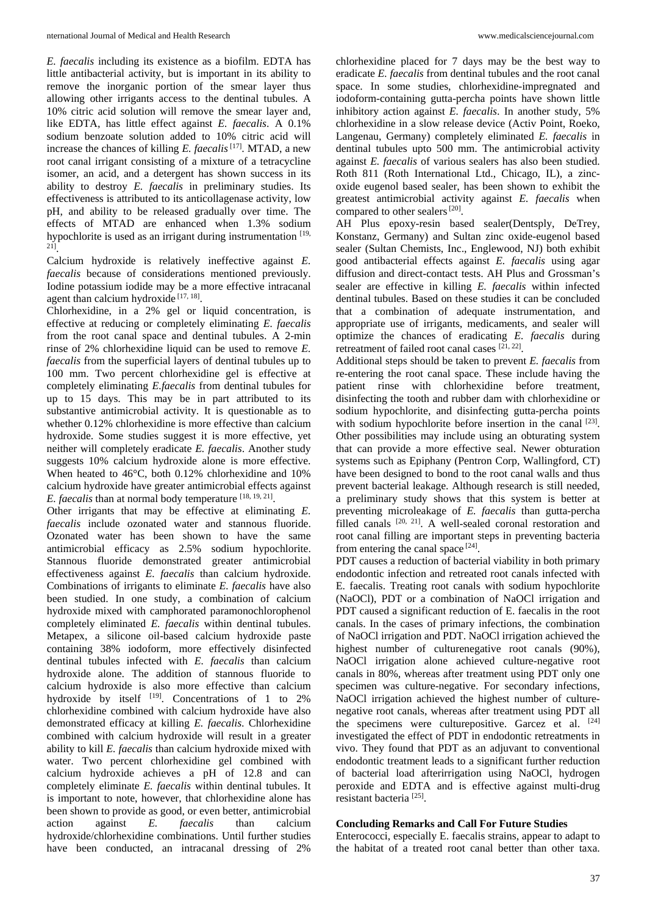*E. faecalis* including its existence as a biofilm. EDTA has little antibacterial activity, but is important in its ability to remove the inorganic portion of the smear layer thus allowing other irrigants access to the dentinal tubules. A 10% citric acid solution will remove the smear layer and, like EDTA, has little effect against *E. faecalis*. A 0.1% sodium benzoate solution added to 10% citric acid will increase the chances of killing *E. faecalis* [17]. MTAD, a new root canal irrigant consisting of a mixture of a tetracycline isomer, an acid, and a detergent has shown success in its ability to destroy *E. faecalis* in preliminary studies. Its effectiveness is attributed to its anticollagenase activity, low pH, and ability to be released gradually over time. The effects of MTAD are enhanced when 1.3% sodium hypochlorite is used as an irrigant during instrumentation [19, 21].

Calcium hydroxide is relatively ineffective against *E. faecalis* because of considerations mentioned previously. Iodine potassium iodide may be a more effective intracanal agent than calcium hydroxide [17, 18].

Chlorhexidine, in a 2% gel or liquid concentration, is effective at reducing or completely eliminating *E. faecalis* from the root canal space and dentinal tubules. A 2-min rinse of 2% chlorhexidine liquid can be used to remove *E. faecalis* from the superficial layers of dentinal tubules up to 100 mm. Two percent chlorhexidine gel is effective at completely eliminating *E.faecalis* from dentinal tubules for up to 15 days. This may be in part attributed to its substantive antimicrobial activity. It is questionable as to whether 0.12% chlorhexidine is more effective than calcium hydroxide. Some studies suggest it is more effective, yet neither will completely eradicate *E. faecalis*. Another study suggests 10% calcium hydroxide alone is more effective. When heated to 46°C, both 0.12% chlorhexidine and 10% calcium hydroxide have greater antimicrobial effects against *E. faecalis* than at normal body temperature [18, 19, 21].

Other irrigants that may be effective at eliminating *E. faecalis* include ozonated water and stannous fluoride. Ozonated water has been shown to have the same antimicrobial efficacy as 2.5% sodium hypochlorite. Stannous fluoride demonstrated greater antimicrobial effectiveness against *E. faecalis* than calcium hydroxide. Combinations of irrigants to eliminate *E. faecalis* have also been studied. In one study, a combination of calcium hydroxide mixed with camphorated paramonochlorophenol completely eliminated *E. faecalis* within dentinal tubules. Metapex, a silicone oil-based calcium hydroxide paste containing 38% iodoform, more effectively disinfected dentinal tubules infected with *E. faecalis* than calcium hydroxide alone. The addition of stannous fluoride to calcium hydroxide is also more effective than calcium hydroxide by itself [19]. Concentrations of 1 to 2% chlorhexidine combined with calcium hydroxide have also demonstrated efficacy at killing *E. faecalis*. Chlorhexidine combined with calcium hydroxide will result in a greater ability to kill *E. faecalis* than calcium hydroxide mixed with water. Two percent chlorhexidine gel combined with calcium hydroxide achieves a pH of 12.8 and can completely eliminate *E. faecalis* within dentinal tubules. It is important to note, however, that chlorhexidine alone has been shown to provide as good, or even better, antimicrobial action against *E. faecalis* than calcium hydroxide/chlorhexidine combinations. Until further studies have been conducted, an intracanal dressing of 2% chlorhexidine placed for 7 days may be the best way to eradicate *E. faecalis* from dentinal tubules and the root canal space. In some studies, chlorhexidine-impregnated and iodoform-containing gutta-percha points have shown little inhibitory action against *E. faecalis*. In another study, 5% chlorhexidine in a slow release device (Activ Point, Roeko, Langenau, Germany) completely eliminated *E. faecalis* in dentinal tubules upto 500 mm. The antimicrobial activity against *E. faecalis* of various sealers has also been studied. Roth 811 (Roth International Ltd., Chicago, IL), a zinc-oxide eugenol based sealer, has been shown to exhibit the greatest antimicrobial activity against *E. faecalis* when compared to other sealers [20].

AH Plus epoxy-resin based sealer(Dentsply, DeTrey, Konstanz, Germany) and Sultan zinc oxide-eugenol based sealer (Sultan Chemists, Inc., Englewood, NJ) both exhibit good antibacterial effects against *E. faecalis* using agar diffusion and direct-contact tests. AH Plus and Grossman's sealer are effective in killing *E. faecalis* within infected dentinal tubules. Based on these studies it can be concluded that a combination of adequate instrumentation, and appropriate use of irrigants, medicaments, and sealer will optimize the chances of eradicating *E. faecalis* during retreatment of failed root canal cases [21, 22].

Additional steps should be taken to prevent *E. faecalis* from re-entering the root canal space. These include having the patient rinse with chlorhexidine before treatment, disinfecting the tooth and rubber dam with chlorhexidine or sodium hypochlorite, and disinfecting gutta-percha points with sodium hypochlorite before insertion in the canal [23]. Other possibilities may include using an obturating system that can provide a more effective seal. Newer obturation systems such as Epiphany (Pentron Corp, Wallingford, CT) have been designed to bond to the root canal walls and thus prevent bacterial leakage. Although research is still needed, a preliminary study shows that this system is better at preventing microleakage of *E. faecalis* than gutta-percha filled canals [20, 21]. A well-sealed coronal restoration and root canal filling are important steps in preventing bacteria from entering the canal space [24].

PDT causes a reduction of bacterial viability in both primary endodontic infection and retreated root canals infected with E. faecalis. Treating root canals with sodium hypochlorite (NaOCl), PDT or a combination of NaOCl irrigation and PDT caused a significant reduction of E. faecalis in the root canals. In the cases of primary infections, the combination of NaOCl irrigation and PDT. NaOCl irrigation achieved the highest number of culturenegative root canals (90%), NaOCl irrigation alone achieved culture-negative root canals in 80%, whereas after treatment using PDT only one specimen was culture-negative. For secondary infections, NaOCl irrigation achieved the highest number of culture-negative root canals, whereas after treatment using PDT all the specimens were culturepositive. Garcez et al. [24] investigated the effect of PDT in endodontic retreatments in vivo. They found that PDT as an adjuvant to conventional endodontic treatment leads to a significant further reduction of bacterial load afterirrigation using NaOCl, hydrogen peroxide and EDTA and is effective against multi-drug resistant bacteria [25].

## Concluding Remarks and Call For Future Studies

Enterococci, especially E. faecalis strains, appear to adapt to the habitat of a treated root canal better than other taxa.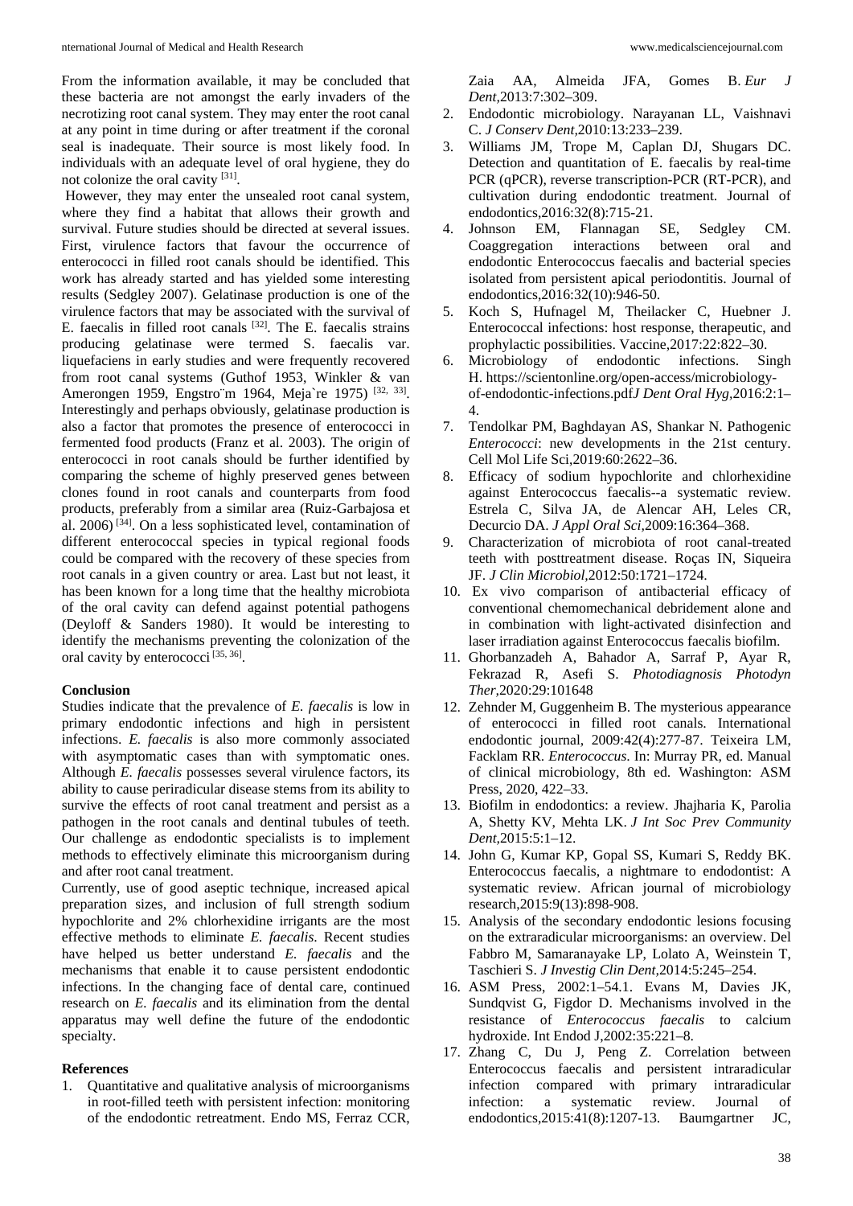From the information available, it may be concluded that these bacteria are not amongst the early invaders of the necrotizing root canal system. They may enter the root canal at any point in time during or after treatment if the coronal seal is inadequate. Their source is most likely food. In individuals with an adequate level of oral hygiene, they do not colonize the oral cavity [31].

However, they may enter the unsealed root canal system, where they find a habitat that allows their growth and survival. Future studies should be directed at several issues. First, virulence factors that favour the occurrence of enterococci in filled root canals should be identified. This work has already started and has yielded some interesting results (Sedgley 2007). Gelatinase production is one of the virulence factors that may be associated with the survival of E. faecalis in filled root canals [32]. The E. faecalis strains producing gelatinase were termed S. faecalis var. liquefaciens in early studies and were frequently recovered from root canal systems (Guthof 1953, Winkler & van Amerongen 1959, Engstro¨m 1964, Meja`re 1975) [32, 33]. Interestingly and perhaps obviously, gelatinase production is also a factor that promotes the presence of enterococci in fermented food products (Franz et al. 2003). The origin of enterococci in root canals should be further identified by comparing the scheme of highly preserved genes between clones found in root canals and counterparts from food products, preferably from a similar area (Ruiz-Garbajosa et al. 2006) [34]. On a less sophisticated level, contamination of different enterococcal species in typical regional foods could be compared with the recovery of these species from root canals in a given country or area. Last but not least, it has been known for a long time that the healthy microbiota of the oral cavity can defend against potential pathogens (Deyloff & Sanders 1980). It would be interesting to identify the mechanisms preventing the colonization of the oral cavity by enterococci [35, 36].

## Conclusion

Studies indicate that the prevalence of *E. faecalis* is low in primary endodontic infections and high in persistent infections. *E. faecalis* is also more commonly associated with asymptomatic cases than with symptomatic ones. Although *E. faecalis* possesses several virulence factors, its ability to cause periradicular disease stems from its ability to survive the effects of root canal treatment and persist as a pathogen in the root canals and dentinal tubules of teeth. Our challenge as endodontic specialists is to implement methods to effectively eliminate this microorganism during and after root canal treatment.

Currently, use of good aseptic technique, increased apical preparation sizes, and inclusion of full strength sodium hypochlorite and 2% chlorhexidine irrigants are the most effective methods to eliminate *E. faecalis*. Recent studies have helped us better understand *E. faecalis* and the mechanisms that enable it to cause persistent endodontic infections. In the changing face of dental care, continued research on *E. faecalis* and its elimination from the dental apparatus may well define the future of the endodontic specialty.

## References

1. Quantitative and qualitative analysis of microorganisms in root-filled teeth with persistent infection: monitoring of the endodontic retreatment. Endo MS, Ferraz CCR, Zaia AA, Almeida JFA, Gomes B. *Eur J Dent*,2013:7:302–309.
2. Endodontic microbiology. Narayanan LL, Vaishnavi C. *J Conserv Dent*,2010:13:233–239.
3. Williams JM, Trope M, Caplan DJ, Shugars DC. Detection and quantitation of E. faecalis by real-time PCR (qPCR), reverse transcription-PCR (RT-PCR), and cultivation during endodontic treatment. Journal of endodontics,2016:32(8):715-21.
4. Johnson EM, Flannagan SE, Sedgley CM. Coaggregation interactions between oral and endodontic Enterococcus faecalis and bacterial species isolated from persistent apical periodontitis. Journal of endodontics,2016:32(10):946-50.
5. Koch S, Hufnagel M, Theilacker C, Huebner J. Enterococcal infections: host response, therapeutic, and prophylactic possibilities. Vaccine,2017:22:822–30.
6. Microbiology of endodontic infections. Singh H. https://scientonline.org/open-access/microbiology-of-endodontic-infections.pdf*J Dent Oral Hyg*,2016:2:1–4.
7. Tendolkar PM, Baghdayan AS, Shankar N. Pathogenic *Enterococci*: new developments in the 21st century. Cell Mol Life Sci,2019:60:2622–36.
8. Efficacy of sodium hypochlorite and chlorhexidine against Enterococcus faecalis--a systematic review. Estrela C, Silva JA, de Alencar AH, Leles CR, Decurcio DA. *J Appl Oral Sci*,2009:16:364–368.
9. Characterization of microbiota of root canal-treated teeth with posttreatment disease. Roças IN, Siqueira JF. *J Clin Microbiol*,2012:50:1721–1724.
10. Ex vivo comparison of antibacterial efficacy of conventional chemomechanical debridement alone and in combination with light-activated disinfection and laser irradiation against Enterococcus faecalis biofilm.
11. Ghorbanzadeh A, Bahador A, Sarraf P, Ayar R, Fekrazad R, Asefi S. *Photodiagnosis Photodyn Ther*,2020:29:101648
12. Zehnder M, Guggenheim B. The mysterious appearance of enterococci in filled root canals. International endodontic journal, 2009:42(4):277-87. Teixeira LM, Facklam RR. *Enterococcus*. In: Murray PR, ed. Manual of clinical microbiology, 8th ed. Washington: ASM Press, 2020, 422–33.
13. Biofilm in endodontics: a review. Jhajharia K, Parolia A, Shetty KV, Mehta LK. *J Int Soc Prev Community Dent*,2015:5:1–12.
14. John G, Kumar KP, Gopal SS, Kumari S, Reddy BK. Enterococcus faecalis, a nightmare to endodontist: A systematic review. African journal of microbiology research,2015:9(13):898-908.
15. Analysis of the secondary endodontic lesions focusing on the extraradicular microorganisms: an overview. Del Fabbro M, Samaranayake LP, Lolato A, Weinstein T, Taschieri S. *J Investig Clin Dent*,2014:5:245–254.
16. ASM Press, 2002:1–54.1. Evans M, Davies JK, Sundqvist G, Figdor D. Mechanisms involved in the resistance of *Enterococcus faecalis* to calcium hydroxide. Int Endod J,2002:35:221–8.
17. Zhang C, Du J, Peng Z. Correlation between Enterococcus faecalis and persistent intraradicular infection compared with primary intraradicular infection: a systematic review. Journal of endodontics,2015:41(8):1207-13. Baumgartner JC,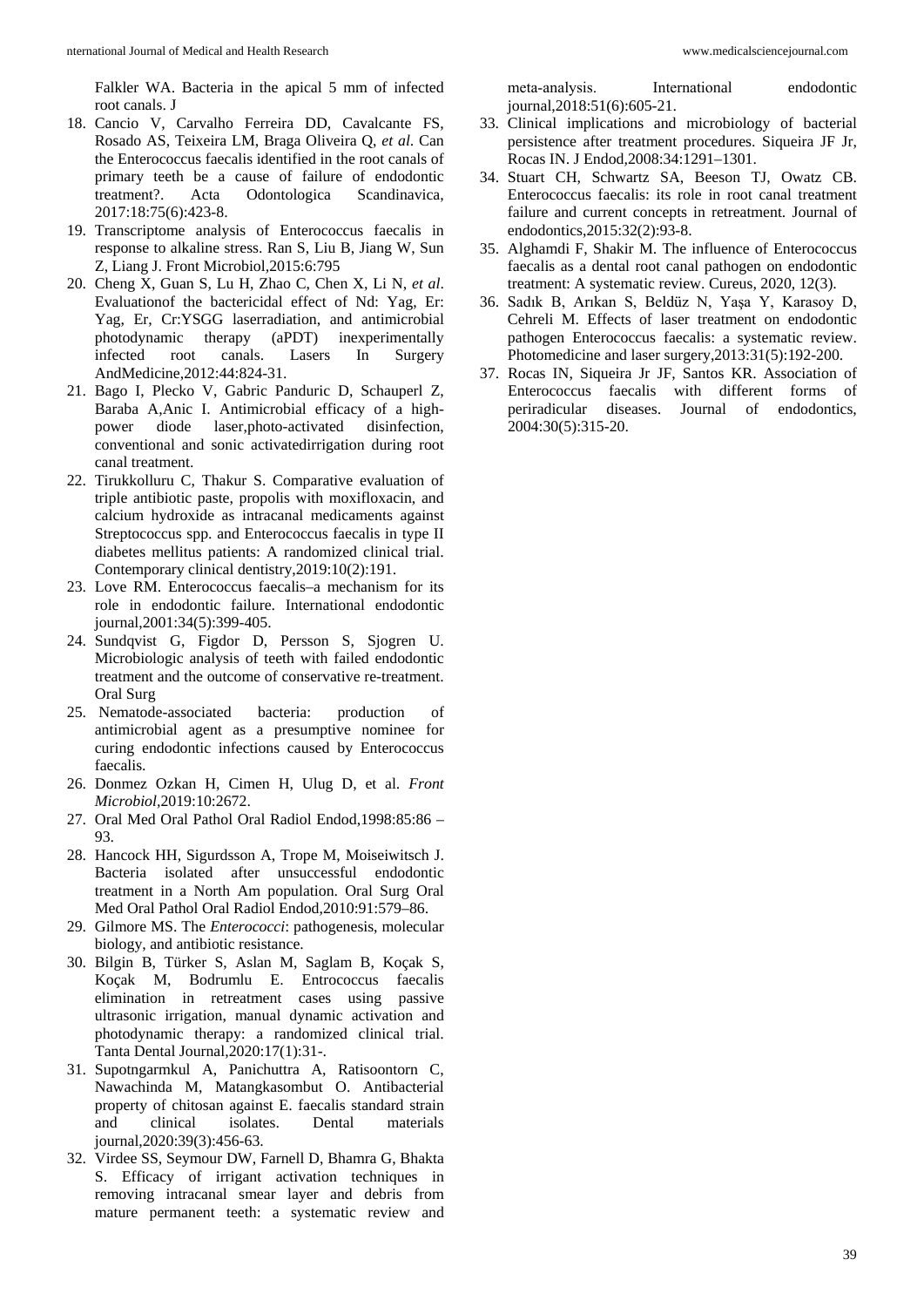Falkler WA. Bacteria in the apical 5 mm of infected root canals. J

18. Cancio V, Carvalho Ferreira DD, Cavalcante FS, Rosado AS, Teixeira LM, Braga Oliveira Q, *et al*. Can the Enterococcus faecalis identified in the root canals of primary teeth be a cause of failure of endodontic treatment?. Acta Odontologica Scandinavica, 2017:18:75(6):423-8.
19. Transcriptome analysis of Enterococcus faecalis in response to alkaline stress. Ran S, Liu B, Jiang W, Sun Z, Liang J. Front Microbiol,2015:6:795
20. Cheng X, Guan S, Lu H, Zhao C, Chen X, Li N, *et al*. Evaluationof the bactericidal effect of Nd: Yag, Er: Yag, Er, Cr:YSGG laserradiation, and antimicrobial photodynamic therapy (aPDT) inexperimentally infected root canals. Lasers In Surgery AndMedicine,2012:44:824-31.
21. Bago I, Plecko V, Gabric Panduric D, Schauperl Z, Baraba A,Anic I. Antimicrobial efficacy of a high-power diode laser,photo-activated disinfection, conventional and sonic activatedirrigation during root canal treatment.
22. Tirukkolluru C, Thakur S. Comparative evaluation of triple antibiotic paste, propolis with moxifloxacin, and calcium hydroxide as intracanal medicaments against Streptococcus spp. and Enterococcus faecalis in type II diabetes mellitus patients: A randomized clinical trial. Contemporary clinical dentistry,2019:10(2):191.
23. Love RM. Enterococcus faecalis–a mechanism for its role in endodontic failure. International endodontic journal,2001:34(5):399-405.
24. Sundqvist G, Figdor D, Persson S, Sjogren U. Microbiologic analysis of teeth with failed endodontic treatment and the outcome of conservative re-treatment. Oral Surg
25. Nematode-associated bacteria: production of antimicrobial agent as a presumptive nominee for curing endodontic infections caused by Enterococcus faecalis.
26. Donmez Ozkan H, Cimen H, Ulug D, et al. *Front Microbiol*,2019:10:2672.
27. Oral Med Oral Pathol Oral Radiol Endod,1998:85:86 – 93.
28. Hancock HH, Sigurdsson A, Trope M, Moiseiwitsch J. Bacteria isolated after unsuccessful endodontic treatment in a North Am population. Oral Surg Oral Med Oral Pathol Oral Radiol Endod,2010:91:579–86.
29. Gilmore MS. The *Enterococci*: pathogenesis, molecular biology, and antibiotic resistance.
30. Bilgin B, Türker S, Aslan M, Saglam B, Koçak S, Koçak M, Bodrumlu E. Entrococcus faecalis elimination in retreatment cases using passive ultrasonic irrigation, manual dynamic activation and photodynamic therapy: a randomized clinical trial. Tanta Dental Journal,2020:17(1):31-.
31. Supotngarmkul A, Panichuttra A, Ratisoontorn C, Nawachinda M, Matangkasombut O. Antibacterial property of chitosan against E. faecalis standard strain and clinical isolates. Dental materials journal,2020:39(3):456-63.
32. Virdee SS, Seymour DW, Farnell D, Bhamra G, Bhakta S. Efficacy of irrigant activation techniques in removing intracanal smear layer and debris from mature permanent teeth: a systematic review and meta-analysis. International endodontic journal,2018:51(6):605-21.
33. Clinical implications and microbiology of bacterial persistence after treatment procedures. Siqueira JF Jr, Rocas IN. J Endod,2008:34:1291–1301.
34. Stuart CH, Schwartz SA, Beeson TJ, Owatz CB. Enterococcus faecalis: its role in root canal treatment failure and current concepts in retreatment. Journal of endodontics,2015:32(2):93-8.
35. Alghamdi F, Shakir M. The influence of Enterococcus faecalis as a dental root canal pathogen on endodontic treatment: A systematic review. Cureus, 2020, 12(3).
36. Sadık B, Arıkan S, Beldüz N, Yaşa Y, Karasoy D, Cehreli M. Effects of laser treatment on endodontic pathogen Enterococcus faecalis: a systematic review. Photomedicine and laser surgery,2013:31(5):192-200.
37. Rocas IN, Siqueira Jr JF, Santos KR. Association of Enterococcus faecalis with different forms of periradicular diseases. Journal of endodontics, 2004:30(5):315-20.